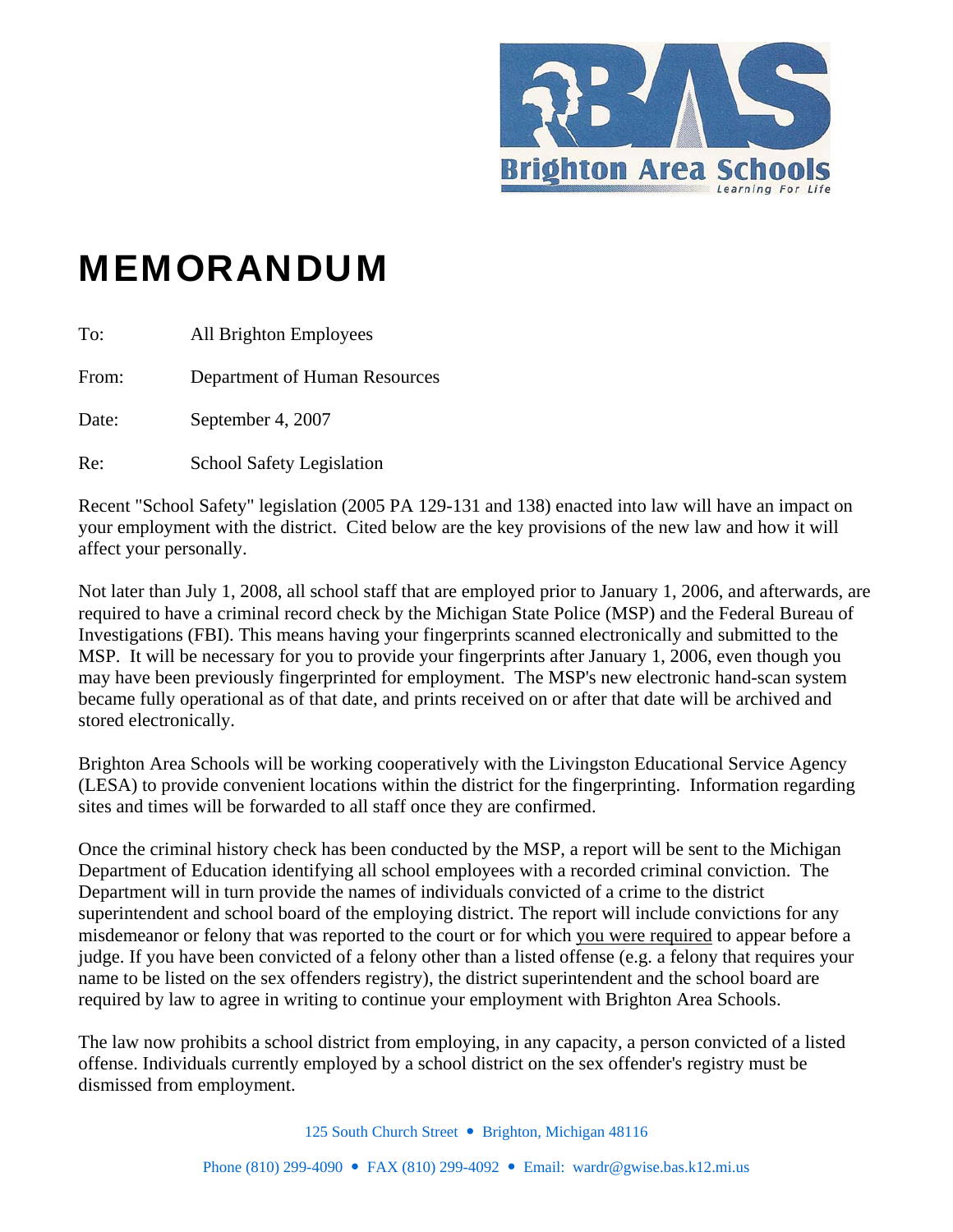Brighton Area Schools
*Learning For Life*

# MEMORANDUM

To: All Brighton Employees

From: Department of Human Resources

Date: September 4, 2007

Re: School Safety Legislation

Recent "School Safety" legislation (2005 PA 129-131 and 138) enacted into law will have an impact on your employment with the district. Cited below are the key provisions of the new law and how it will affect your personally.

Not later than July 1, 2008, all school staff that are employed prior to January 1, 2006, and afterwards, are required to have a criminal record check by the Michigan State Police (MSP) and the Federal Bureau of Investigations (FBI). This means having your fingerprints scanned electronically and submitted to the MSP. It will be necessary for you to provide your fingerprints after January 1, 2006, even though you may have been previously fingerprinted for employment. The MSP's new electronic hand-scan system became fully operational as of that date, and prints received on or after that date will be archived and stored electronically.

Brighton Area Schools will be working cooperatively with the Livingston Educational Service Agency (LESA) to provide convenient locations within the district for the fingerprinting. Information regarding sites and times will be forwarded to all staff once they are confirmed.

Once the criminal history check has been conducted by the MSP, a report will be sent to the Michigan Department of Education identifying all school employees with a recorded criminal conviction. The Department will in turn provide the names of individuals convicted of a crime to the district superintendent and school board of the employing district. The report will include convictions for any misdemeanor or felony that was reported to the court or for which <u>you were required</u> to appear before a judge. If you have been convicted of a felony other than a listed offense (e.g. a felony that requires your name to be listed on the sex offenders registry), the district superintendent and the school board are required by law to agree in writing to continue your employment with Brighton Area Schools.

The law now prohibits a school district from employing, in any capacity, a person convicted of a listed offense. Individuals currently employed by a school district on the sex offender's registry must be dismissed from employment.

125 South Church Street • Brighton, Michigan 48116

Phone (810) 299-4090 • FAX (810) 299-4092 • Email: wardr@gwise.bas.k12.mi.us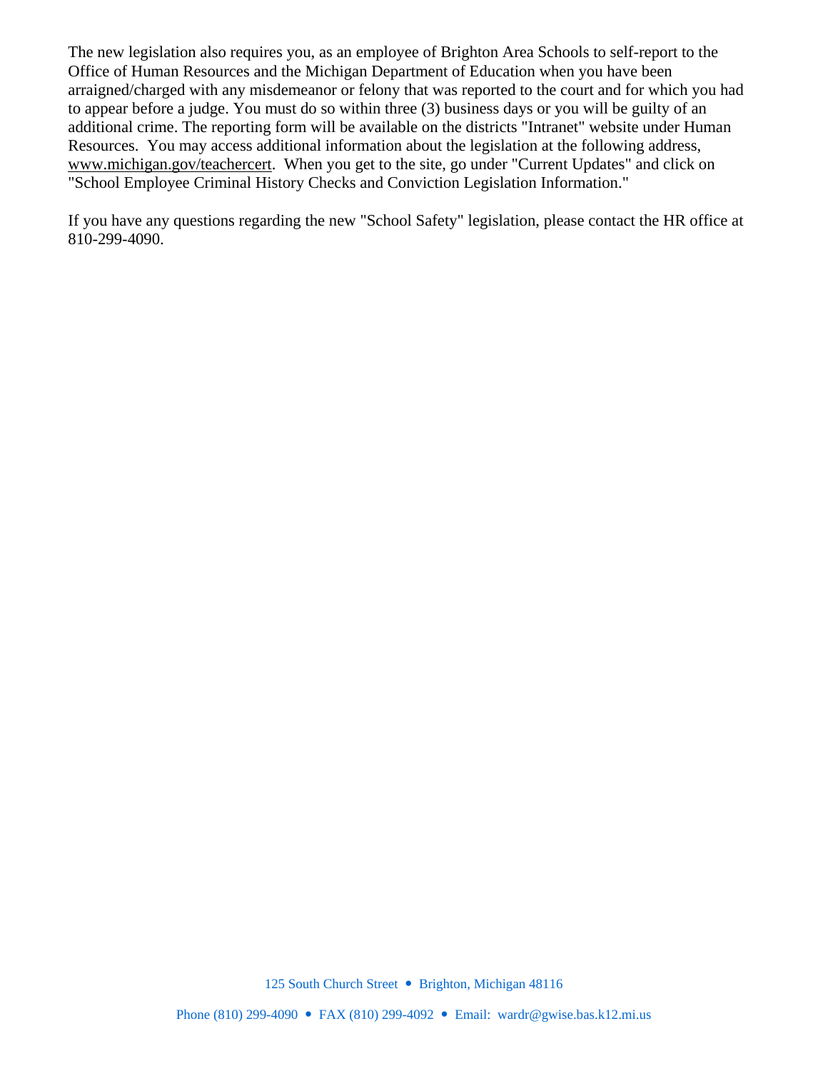The new legislation also requires you, as an employee of Brighton Area Schools to self-report to the Office of Human Resources and the Michigan Department of Education when you have been arraigned/charged with any misdemeanor or felony that was reported to the court and for which you had to appear before a judge. You must do so within three (3) business days or you will be guilty of an additional crime. The reporting form will be available on the districts "Intranet" website under Human Resources. You may access additional information about the legislation at the following address, www.michigan.gov/teachercert. When you get to the site, go under "Current Updates" and click on "School Employee Criminal History Checks and Conviction Legislation Information."

If you have any questions regarding the new "School Safety" legislation, please contact the HR office at 810-299-4090.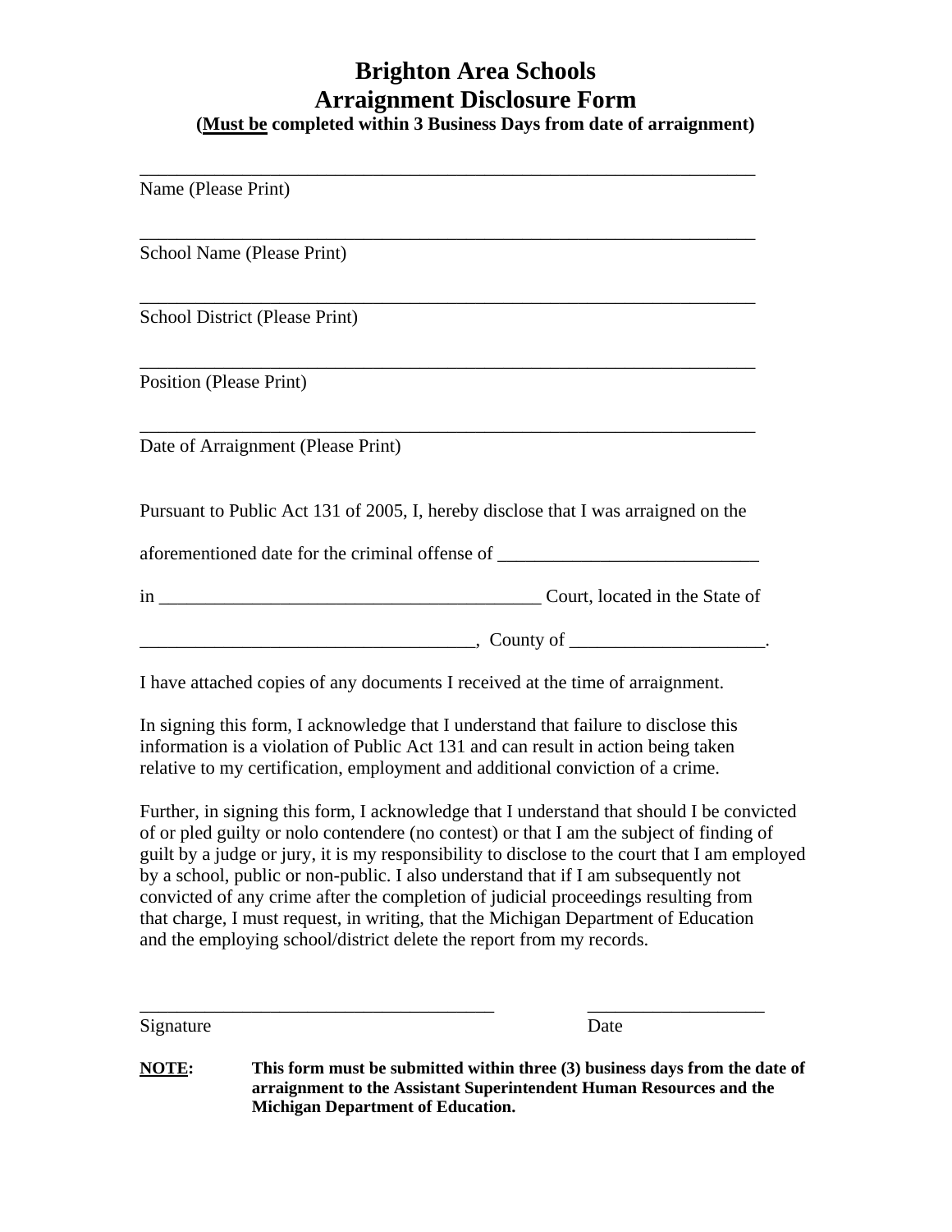# Brighton Area Schools
# Arraignment Disclosure Form

**(<u>Must be</u> completed within 3 Business Days from date of arraignment)**

\_\_\_\_\_\_\_\_\_\_\_\_\_\_\_\_\_\_\_\_\_\_\_\_\_\_\_\_\_\_\_\_\_\_\_\_\_\_\_\_\_\_\_\_\_\_\_\_\_\_\_\_\_\_\_\_\_\_\_\_\_\_\_\_

Name (Please Print)

\_\_\_\_\_\_\_\_\_\_\_\_\_\_\_\_\_\_\_\_\_\_\_\_\_\_\_\_\_\_\_\_\_\_\_\_\_\_\_\_\_\_\_\_\_\_\_\_\_\_\_\_\_\_\_\_\_\_\_\_\_\_\_\_

School Name (Please Print)

\_\_\_\_\_\_\_\_\_\_\_\_\_\_\_\_\_\_\_\_\_\_\_\_\_\_\_\_\_\_\_\_\_\_\_\_\_\_\_\_\_\_\_\_\_\_\_\_\_\_\_\_\_\_\_\_\_\_\_\_\_\_\_\_

School District (Please Print)

\_\_\_\_\_\_\_\_\_\_\_\_\_\_\_\_\_\_\_\_\_\_\_\_\_\_\_\_\_\_\_\_\_\_\_\_\_\_\_\_\_\_\_\_\_\_\_\_\_\_\_\_\_\_\_\_\_\_\_\_\_\_\_\_

Position (Please Print)

\_\_\_\_\_\_\_\_\_\_\_\_\_\_\_\_\_\_\_\_\_\_\_\_\_\_\_\_\_\_\_\_\_\_\_\_\_\_\_\_\_\_\_\_\_\_\_\_\_\_\_\_\_\_\_\_\_\_\_\_\_\_\_\_

Date of Arraignment (Please Print)

Pursuant to Public Act 131 of 2005, I, hereby disclose that I was arraigned on the

aforementioned date for the criminal offense of \_\_\_\_\_\_\_\_\_\_\_\_\_\_\_\_\_\_\_\_\_\_\_\_\_\_\_\_

in \_\_\_\_\_\_\_\_\_\_\_\_\_\_\_\_\_\_\_\_\_\_\_\_\_\_\_\_\_\_\_\_\_\_\_\_\_\_\_\_\_\_ Court, located in the State of

\_\_\_\_\_\_\_\_\_\_\_\_\_\_\_\_\_\_\_\_\_\_\_\_\_\_\_\_\_\_\_\_\_\_\_\_\_, County of \_\_\_\_\_\_\_\_\_\_\_\_\_\_\_\_\_\_\_\_\_.

I have attached copies of any documents I received at the time of arraignment.

In signing this form, I acknowledge that I understand that failure to disclose this information is a violation of Public Act 131 and can result in action being taken relative to my certification, employment and additional conviction of a crime.

Further, in signing this form, I acknowledge that I understand that should I be convicted of or pled guilty or nolo contendere (no contest) or that I am the subject of finding of guilt by a judge or jury, it is my responsibility to disclose to the court that I am employed by a school, public or non-public. I also understand that if I am subsequently not convicted of any crime after the completion of judicial proceedings resulting from that charge, I must request, in writing, that the Michigan Department of Education and the employing school/district delete the report from my records.

\_\_\_\_\_\_\_\_\_\_\_\_\_\_\_\_\_\_\_\_\_\_\_\_\_\_\_\_\_\_\_\_\_\_\_\_\_\_ \_\_\_\_\_\_\_\_\_\_\_\_\_\_\_\_\_\_\_

Signature Date

**<u>NOTE</u>:** **This form must be submitted within three (3) business days from the date of arraignment to the Assistant Superintendent Human Resources and the Michigan Department of Education.**